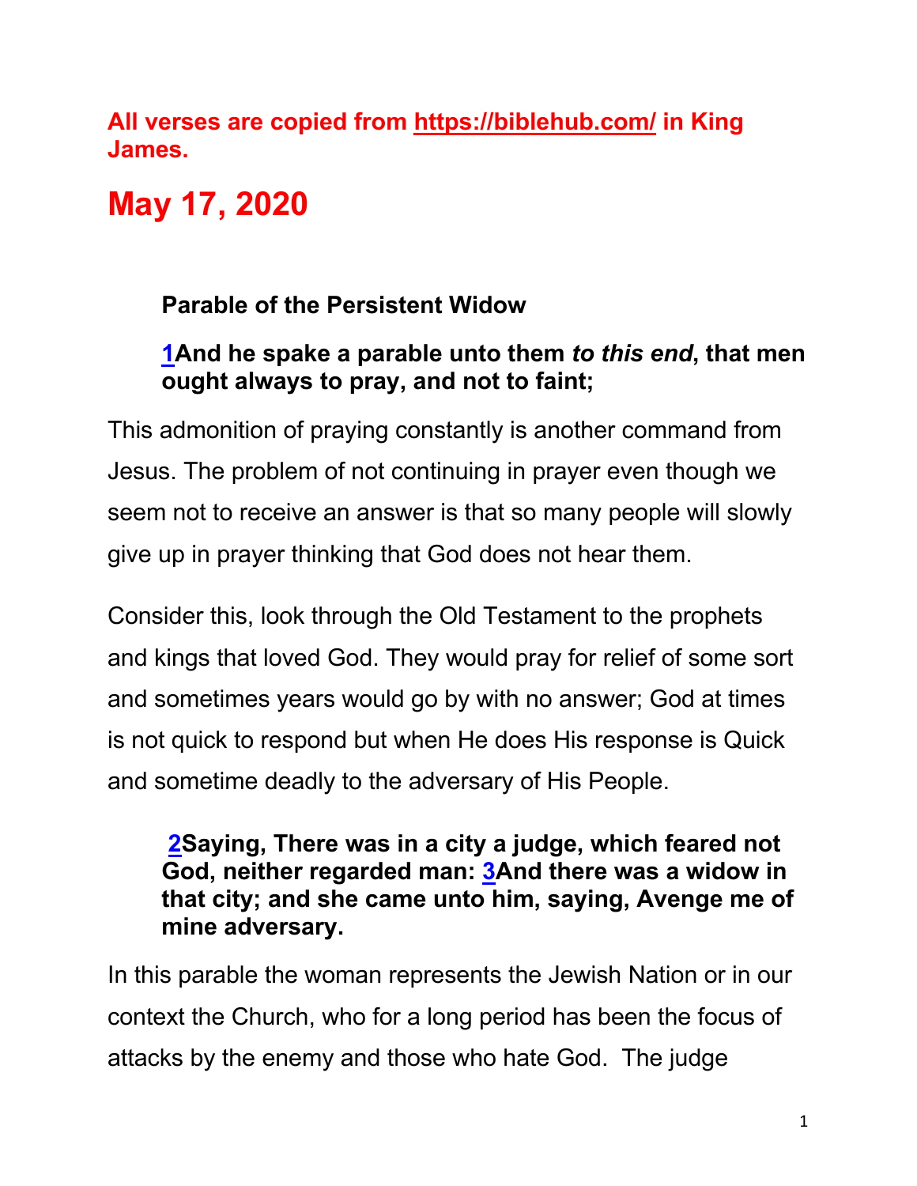**All verses are copied from https://biblehub.com/ in King James.**

# May 17, 2020

### Parable of the Persistent Widow

**1And he spake a parable unto them *to this end*, that men ought always to pray, and not to faint;**

This admonition of praying constantly is another command from Jesus. The problem of not continuing in prayer even though we seem not to receive an answer is that so many people will slowly give up in prayer thinking that God does not hear them.

Consider this, look through the Old Testament to the prophets and kings that loved God. They would pray for relief of some sort and sometimes years would go by with no answer; God at times is not quick to respond but when He does His response is Quick and sometime deadly to the adversary of His People.

**2Saying, There was in a city a judge, which feared not God, neither regarded man: 3And there was a widow in that city; and she came unto him, saying, Avenge me of mine adversary.**

In this parable the woman represents the Jewish Nation or in our context the Church, who for a long period has been the focus of attacks by the enemy and those who hate God. The judge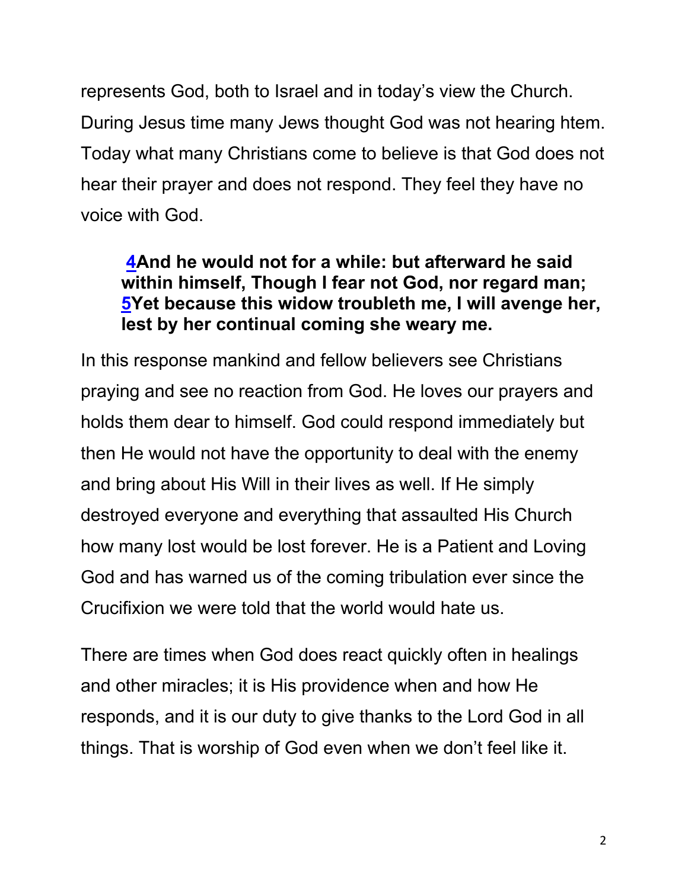represents God, both to Israel and in today's view the Church. During Jesus time many Jews thought God was not hearing htem. Today what many Christians come to believe is that God does not hear their prayer and does not respond. They feel they have no voice with God.

> **4And he would not for a while: but afterward he said within himself, Though I fear not God, nor regard man; 5Yet because this widow troubleth me, I will avenge her, lest by her continual coming she weary me.**

In this response mankind and fellow believers see Christians praying and see no reaction from God. He loves our prayers and holds them dear to himself. God could respond immediately but then He would not have the opportunity to deal with the enemy and bring about His Will in their lives as well. If He simply destroyed everyone and everything that assaulted His Church how many lost would be lost forever. He is a Patient and Loving God and has warned us of the coming tribulation ever since the Crucifixion we were told that the world would hate us.

There are times when God does react quickly often in healings and other miracles; it is His providence when and how He responds, and it is our duty to give thanks to the Lord God in all things. That is worship of God even when we don't feel like it.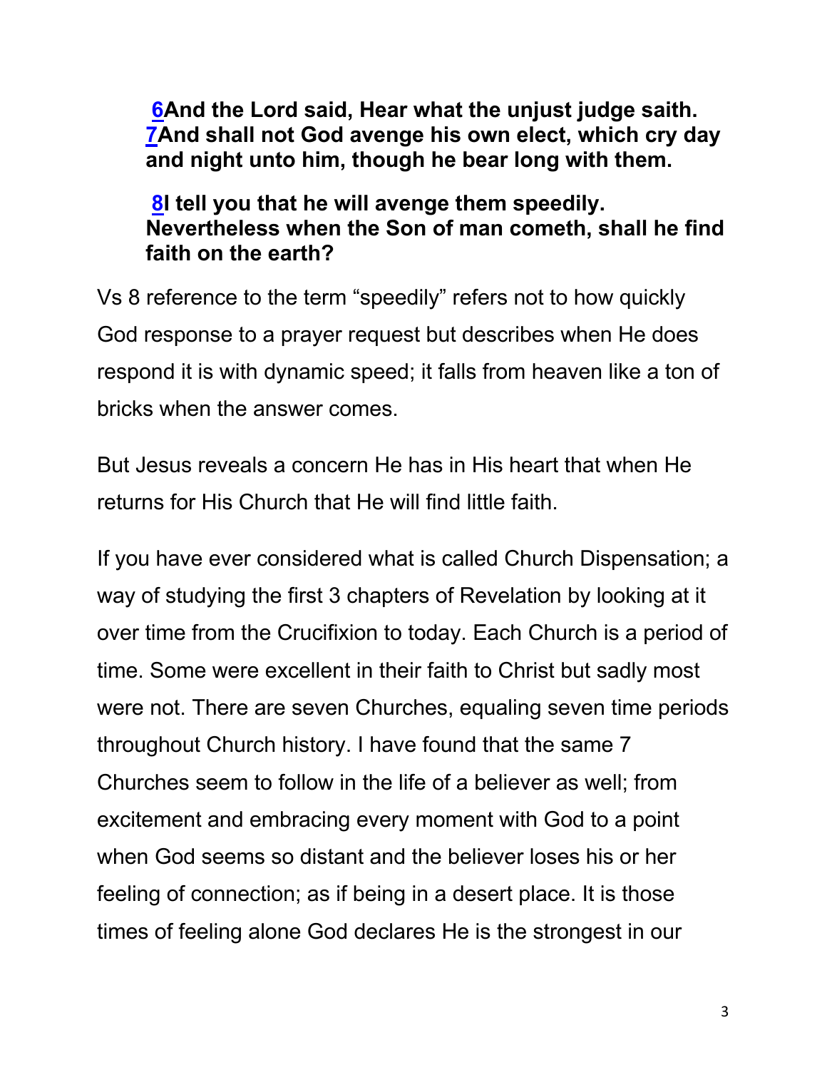**6And the Lord said, Hear what the unjust judge saith. 7And shall not God avenge his own elect, which cry day and night unto him, though he bear long with them.**

**8I tell you that he will avenge them speedily. Nevertheless when the Son of man cometh, shall he find faith on the earth?**

Vs 8 reference to the term “speedily” refers not to how quickly God response to a prayer request but describes when He does respond it is with dynamic speed; it falls from heaven like a ton of bricks when the answer comes.

But Jesus reveals a concern He has in His heart that when He returns for His Church that He will find little faith.

If you have ever considered what is called Church Dispensation; a way of studying the first 3 chapters of Revelation by looking at it over time from the Crucifixion to today. Each Church is a period of time. Some were excellent in their faith to Christ but sadly most were not. There are seven Churches, equaling seven time periods throughout Church history. I have found that the same 7 Churches seem to follow in the life of a believer as well; from excitement and embracing every moment with God to a point when God seems so distant and the believer loses his or her feeling of connection; as if being in a desert place. It is those times of feeling alone God declares He is the strongest in our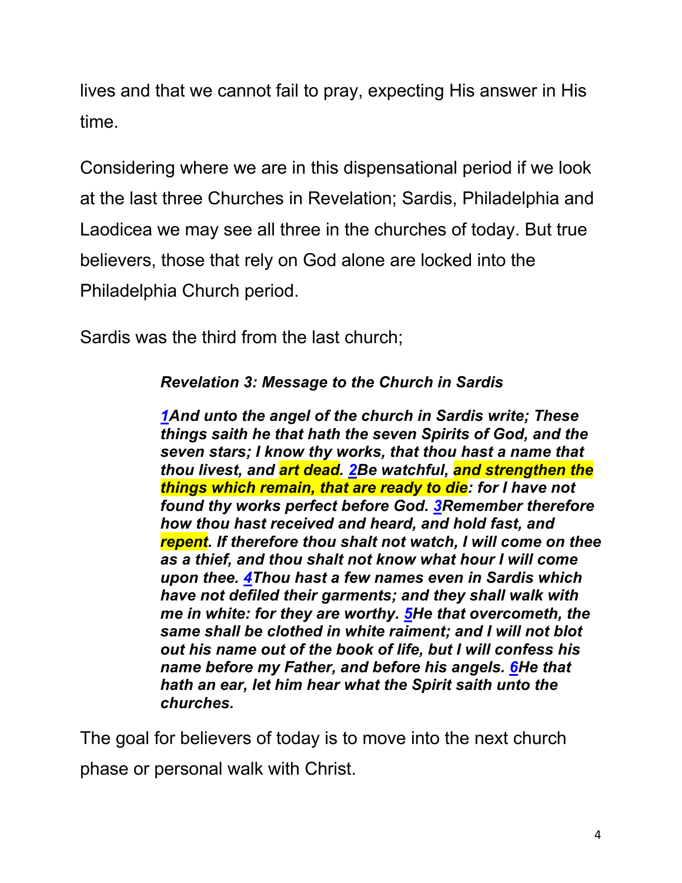lives and that we cannot fail to pray, expecting His answer in His time.

Considering where we are in this dispensational period if we look at the last three Churches in Revelation; Sardis, Philadelphia and Laodicea we may see all three in the churches of today. But true believers, those that rely on God alone are locked into the Philadelphia Church period.

Sardis was the third from the last church;

> ***Revelation 3: Message to the Church in Sardis***
>
> ***1And unto the angel of the church in Sardis write; These things saith he that hath the seven Spirits of God, and the seven stars; I know thy works, that thou hast a name that thou livest, and art dead. 2Be watchful, and strengthen the things which remain, that are ready to die: for I have not found thy works perfect before God. 3Remember therefore how thou hast received and heard, and hold fast, and repent. If therefore thou shalt not watch, I will come on thee as a thief, and thou shalt not know what hour I will come upon thee. 4Thou hast a few names even in Sardis which have not defiled their garments; and they shall walk with me in white: for they are worthy. 5He that overcometh, the same shall be clothed in white raiment; and I will not blot out his name out of the book of life, but I will confess his name before my Father, and before his angels. 6He that hath an ear, let him hear what the Spirit saith unto the churches.***

The goal for believers of today is to move into the next church phase or personal walk with Christ.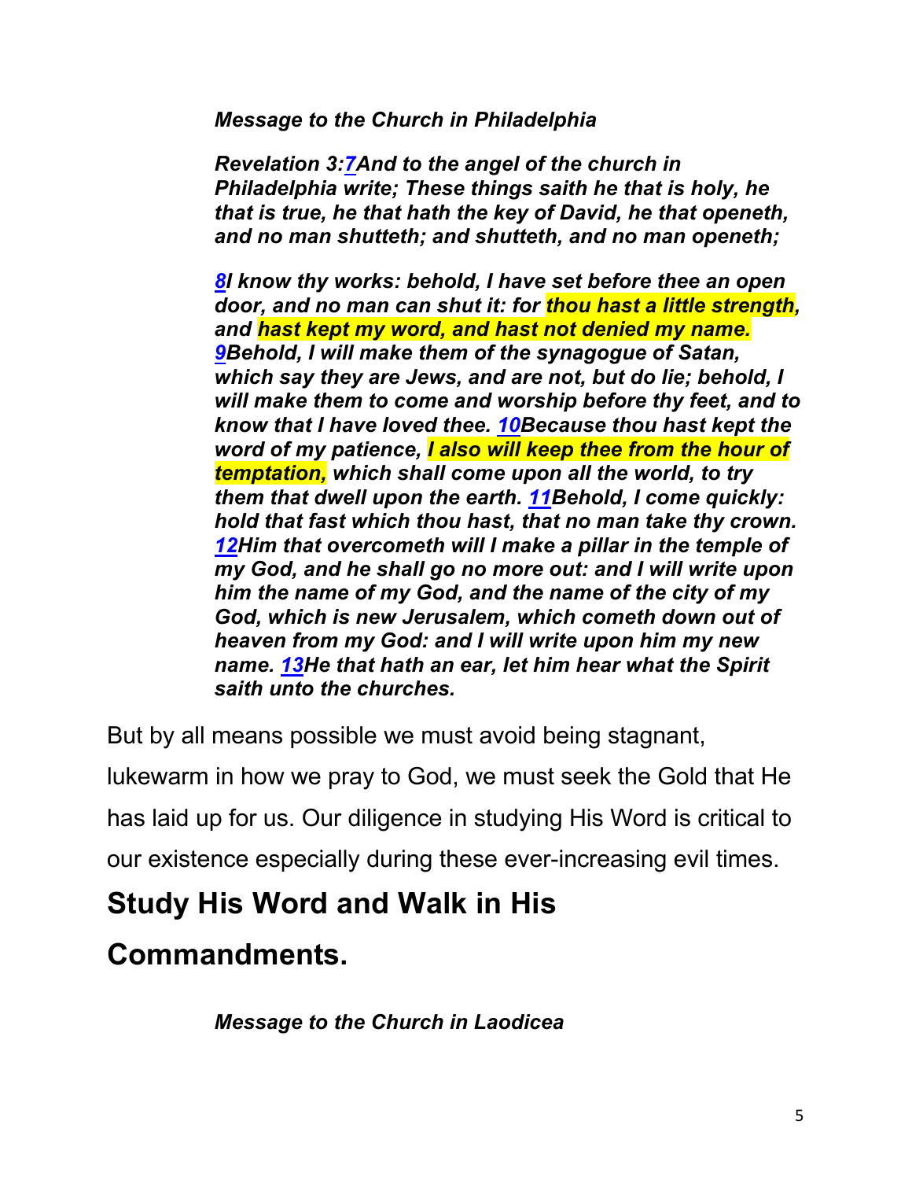*Message to the Church in Philadelphia*

***Revelation 3:7And to the angel of the church in Philadelphia write; These things saith he that is holy, he that is true, he that hath the key of David, he that openeth, and no man shutteth; and shutteth, and no man openeth;***

***8I know thy works: behold, I have set before thee an open door, and no man can shut it: for thou hast a little strength, and hast kept my word, and hast not denied my name. 9Behold, I will make them of the synagogue of Satan, which say they are Jews, and are not, but do lie; behold, I will make them to come and worship before thy feet, and to know that I have loved thee. 10Because thou hast kept the word of my patience, I also will keep thee from the hour of temptation, which shall come upon all the world, to try them that dwell upon the earth. 11Behold, I come quickly: hold that fast which thou hast, that no man take thy crown. 12Him that overcometh will I make a pillar in the temple of my God, and he shall go no more out: and I will write upon him the name of my God, and the name of the city of my God, which is new Jerusalem, which cometh down out of heaven from my God: and I will write upon him my new name. 13He that hath an ear, let him hear what the Spirit saith unto the churches.***

But by all means possible we must avoid being stagnant, lukewarm in how we pray to God, we must seek the Gold that He has laid up for us. Our diligence in studying His Word is critical to our existence especially during these ever-increasing evil times.

## Study His Word and Walk in His Commandments.

*Message to the Church in Laodicea*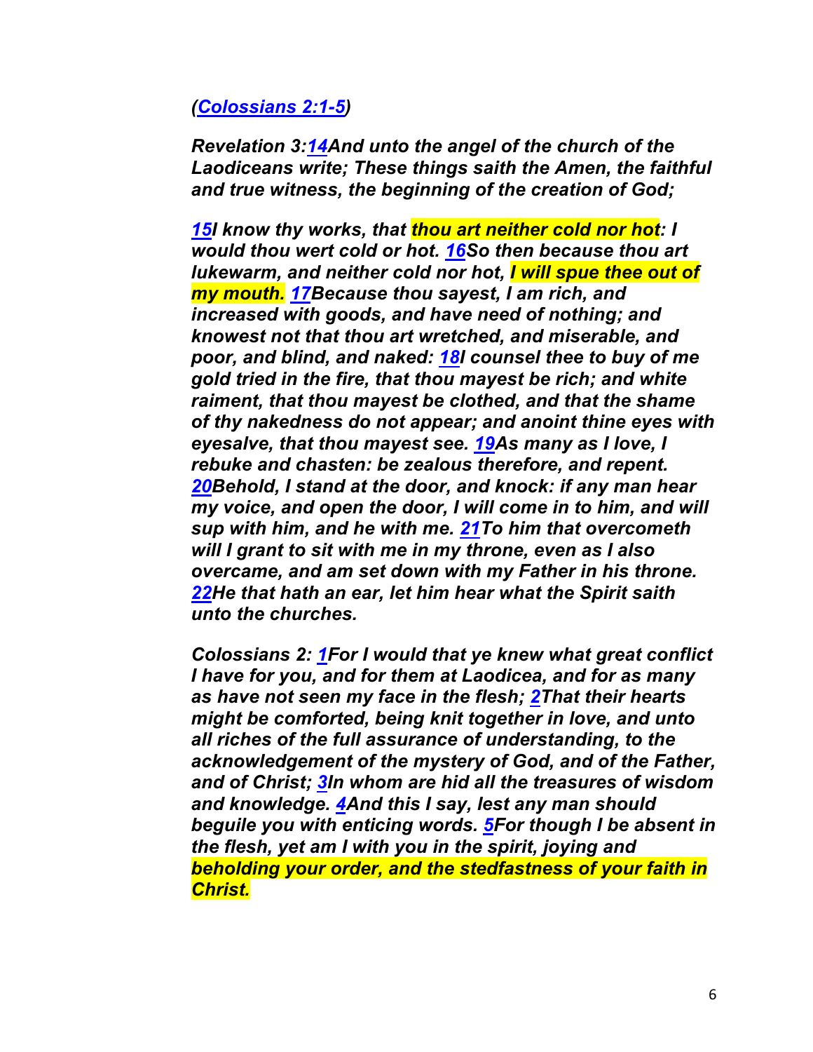*([Colossians 2:1-5](#))*

***Revelation 3:[14](#)And unto the angel of the church of the Laodiceans write; These things saith the Amen, the faithful and true witness, the beginning of the creation of God;***

***[15](#)I know thy works, that thou art neither cold nor hot: I would thou wert cold or hot. [16](#)So then because thou art lukewarm, and neither cold nor hot, I will spue thee out of my mouth. [17](#)Because thou sayest, I am rich, and increased with goods, and have need of nothing; and knowest not that thou art wretched, and miserable, and poor, and blind, and naked: [18](#)I counsel thee to buy of me gold tried in the fire, that thou mayest be rich; and white raiment, that thou mayest be clothed, and that the shame of thy nakedness do not appear; and anoint thine eyes with eyesalve, that thou mayest see. [19](#)As many as I love, I rebuke and chasten: be zealous therefore, and repent. [20](#)Behold, I stand at the door, and knock: if any man hear my voice, and open the door, I will come in to him, and will sup with him, and he with me. [21](#)To him that overcometh will I grant to sit with me in my throne, even as I also overcame, and am set down with my Father in his throne. [22](#)He that hath an ear, let him hear what the Spirit saith unto the churches.***

***Colossians 2: [1](#)For I would that ye knew what great conflict I have for you, and for them at Laodicea, and for as many as have not seen my face in the flesh; [2](#)That their hearts might be comforted, being knit together in love, and unto all riches of the full assurance of understanding, to the acknowledgement of the mystery of God, and of the Father, and of Christ; [3](#)In whom are hid all the treasures of wisdom and knowledge. [4](#)And this I say, lest any man should beguile you with enticing words. [5](#)For though I be absent in the flesh, yet am I with you in the spirit, joying and beholding your order, and the stedfastness of your faith in Christ.***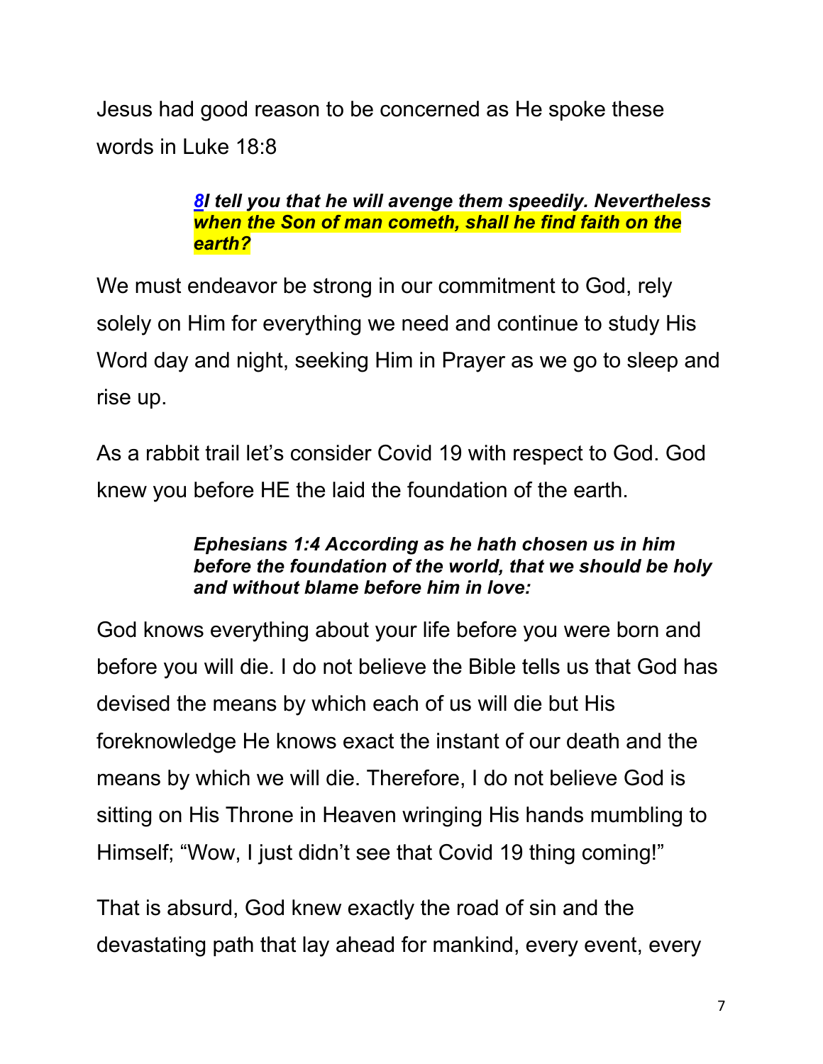Jesus had good reason to be concerned as He spoke these words in Luke 18:8

> ***8I tell you that he will avenge them speedily. Nevertheless when the Son of man cometh, shall he find faith on the earth?***

We must endeavor be strong in our commitment to God, rely solely on Him for everything we need and continue to study His Word day and night, seeking Him in Prayer as we go to sleep and rise up.

As a rabbit trail let's consider Covid 19 with respect to God. God knew you before HE the laid the foundation of the earth.

> ***Ephesians 1:4 According as he hath chosen us in him before the foundation of the world, that we should be holy and without blame before him in love:***

God knows everything about your life before you were born and before you will die. I do not believe the Bible tells us that God has devised the means by which each of us will die but His foreknowledge He knows exact the instant of our death and the means by which we will die. Therefore, I do not believe God is sitting on His Throne in Heaven wringing His hands mumbling to Himself; "Wow, I just didn't see that Covid 19 thing coming!"

That is absurd, God knew exactly the road of sin and the devastating path that lay ahead for mankind, every event, every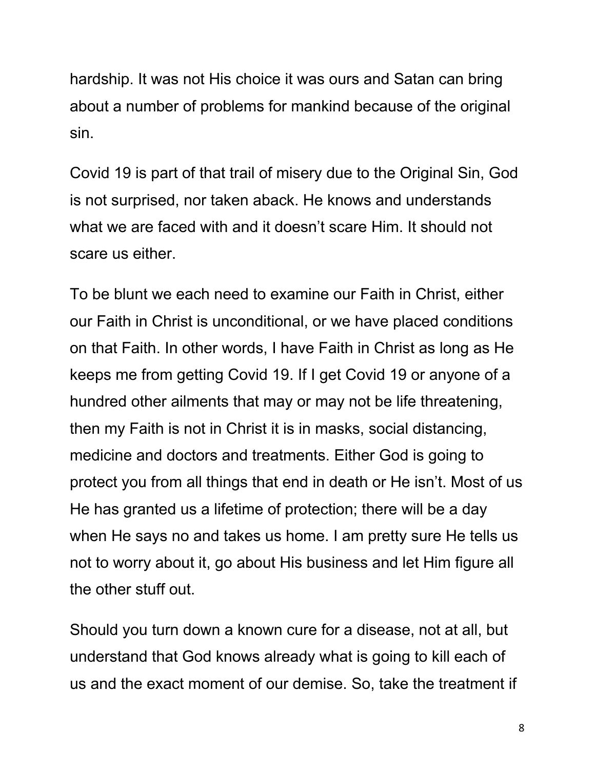hardship. It was not His choice it was ours and Satan can bring about a number of problems for mankind because of the original sin.

Covid 19 is part of that trail of misery due to the Original Sin, God is not surprised, nor taken aback. He knows and understands what we are faced with and it doesn't scare Him. It should not scare us either.

To be blunt we each need to examine our Faith in Christ, either our Faith in Christ is unconditional, or we have placed conditions on that Faith. In other words, I have Faith in Christ as long as He keeps me from getting Covid 19. If I get Covid 19 or anyone of a hundred other ailments that may or may not be life threatening, then my Faith is not in Christ it is in masks, social distancing, medicine and doctors and treatments. Either God is going to protect you from all things that end in death or He isn't. Most of us He has granted us a lifetime of protection; there will be a day when He says no and takes us home. I am pretty sure He tells us not to worry about it, go about His business and let Him figure all the other stuff out.

Should you turn down a known cure for a disease, not at all, but understand that God knows already what is going to kill each of us and the exact moment of our demise. So, take the treatment if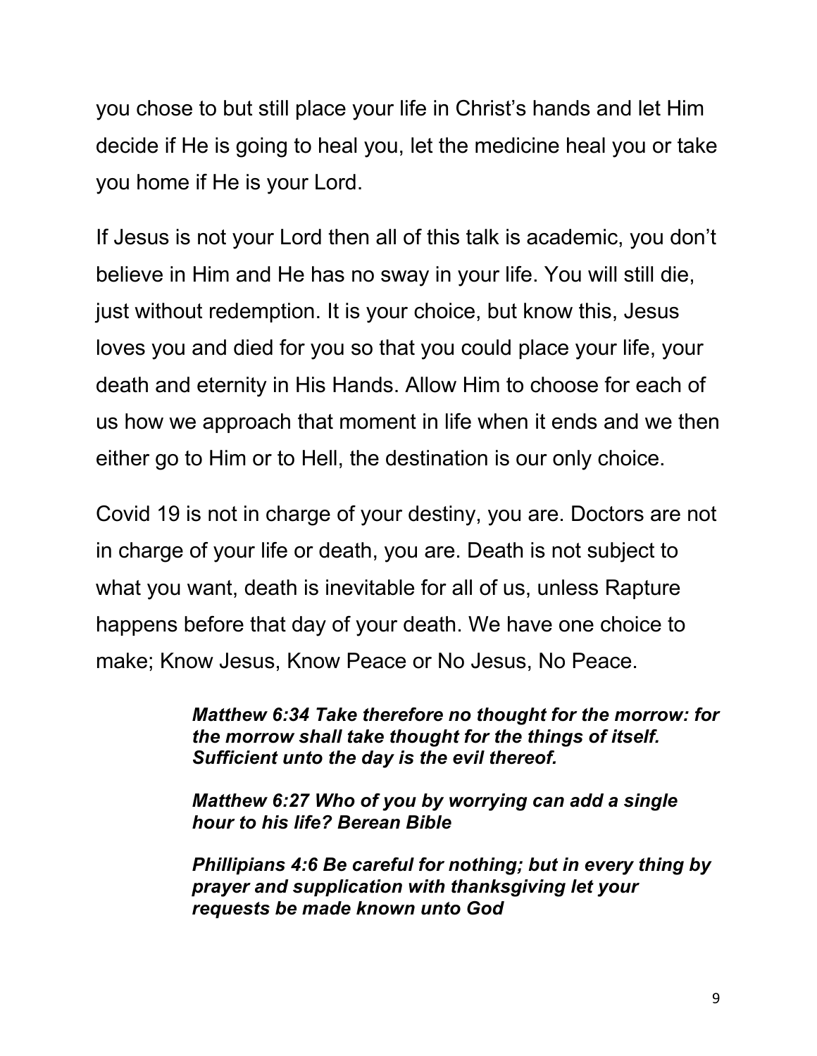you chose to but still place your life in Christ's hands and let Him decide if He is going to heal you, let the medicine heal you or take you home if He is your Lord.

If Jesus is not your Lord then all of this talk is academic, you don't believe in Him and He has no sway in your life. You will still die, just without redemption. It is your choice, but know this, Jesus loves you and died for you so that you could place your life, your death and eternity in His Hands. Allow Him to choose for each of us how we approach that moment in life when it ends and we then either go to Him or to Hell, the destination is our only choice.

Covid 19 is not in charge of your destiny, you are. Doctors are not in charge of your life or death, you are. Death is not subject to what you want, death is inevitable for all of us, unless Rapture happens before that day of your death. We have one choice to make; Know Jesus, Know Peace or No Jesus, No Peace.

> ***Matthew 6:34 Take therefore no thought for the morrow: for the morrow shall take thought for the things of itself. Sufficient unto the day is the evil thereof.***
>
> ***Matthew 6:27 Who of you by worrying can add a single hour to his life? Berean Bible***
>
> ***Phillipians 4:6 Be careful for nothing; but in every thing by prayer and supplication with thanksgiving let your requests be made known unto God***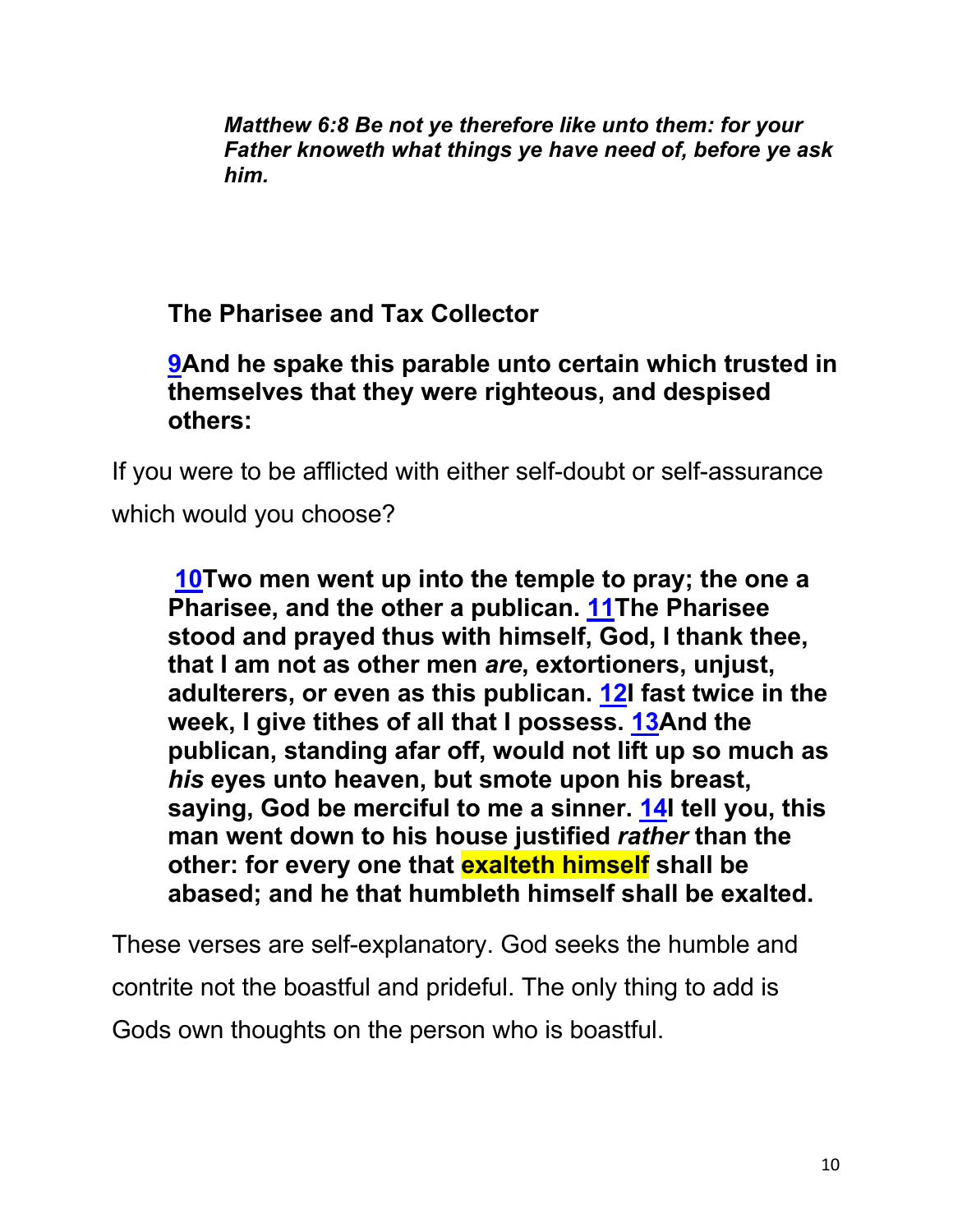***Matthew 6:8 Be not ye therefore like unto them: for your Father knoweth what things ye have need of, before ye ask him.***

**The Pharisee and Tax Collector**

**9And he spake this parable unto certain which trusted in themselves that they were righteous, and despised others:**

If you were to be afflicted with either self-doubt or self-assurance which would you choose?

**10Two men went up into the temple to pray; the one a Pharisee, and the other a publican. 11The Pharisee stood and prayed thus with himself, God, I thank thee, that I am not as other men *are*, extortioners, unjust, adulterers, or even as this publican. 12I fast twice in the week, I give tithes of all that I possess. 13And the publican, standing afar off, would not lift up so much as *his* eyes unto heaven, but smote upon his breast, saying, God be merciful to me a sinner. 14I tell you, this man went down to his house justified *rather* than the other: for every one that exalteth himself shall be abased; and he that humbleth himself shall be exalted.**

These verses are self-explanatory. God seeks the humble and contrite not the boastful and prideful. The only thing to add is Gods own thoughts on the person who is boastful.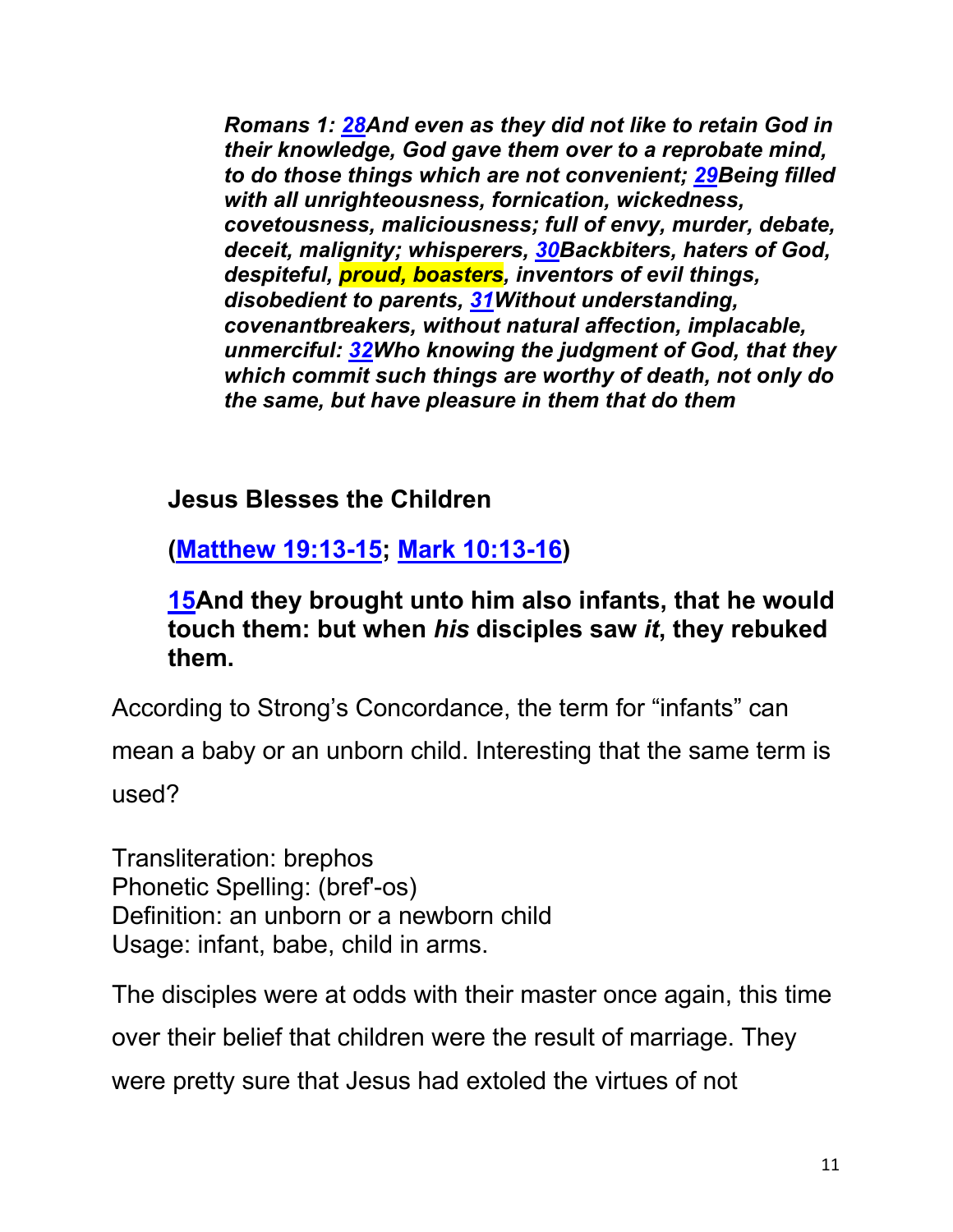***Romans 1: 28And even as they did not like to retain God in their knowledge, God gave them over to a reprobate mind, to do those things which are not convenient; 29Being filled with all unrighteousness, fornication, wickedness, covetousness, maliciousness; full of envy, murder, debate, deceit, malignity; whisperers, 30Backbiters, haters of God, despiteful, proud, boasters, inventors of evil things, disobedient to parents, 31Without understanding, covenantbreakers, without natural affection, implacable, unmerciful: 32Who knowing the judgment of God, that they which commit such things are worthy of death, not only do the same, but have pleasure in them that do them***

**Jesus Blesses the Children**

**(Matthew 19:13-15; Mark 10:13-16)**

**15And they brought unto him also infants, that he would touch them: but when *his* disciples saw *it*, they rebuked them.**

According to Strong's Concordance, the term for "infants" can mean a baby or an unborn child. Interesting that the same term is used?

Transliteration: brephos
Phonetic Spelling: (bref'-os)
Definition: an unborn or a newborn child
Usage: infant, babe, child in arms.

The disciples were at odds with their master once again, this time over their belief that children were the result of marriage. They were pretty sure that Jesus had extoled the virtues of not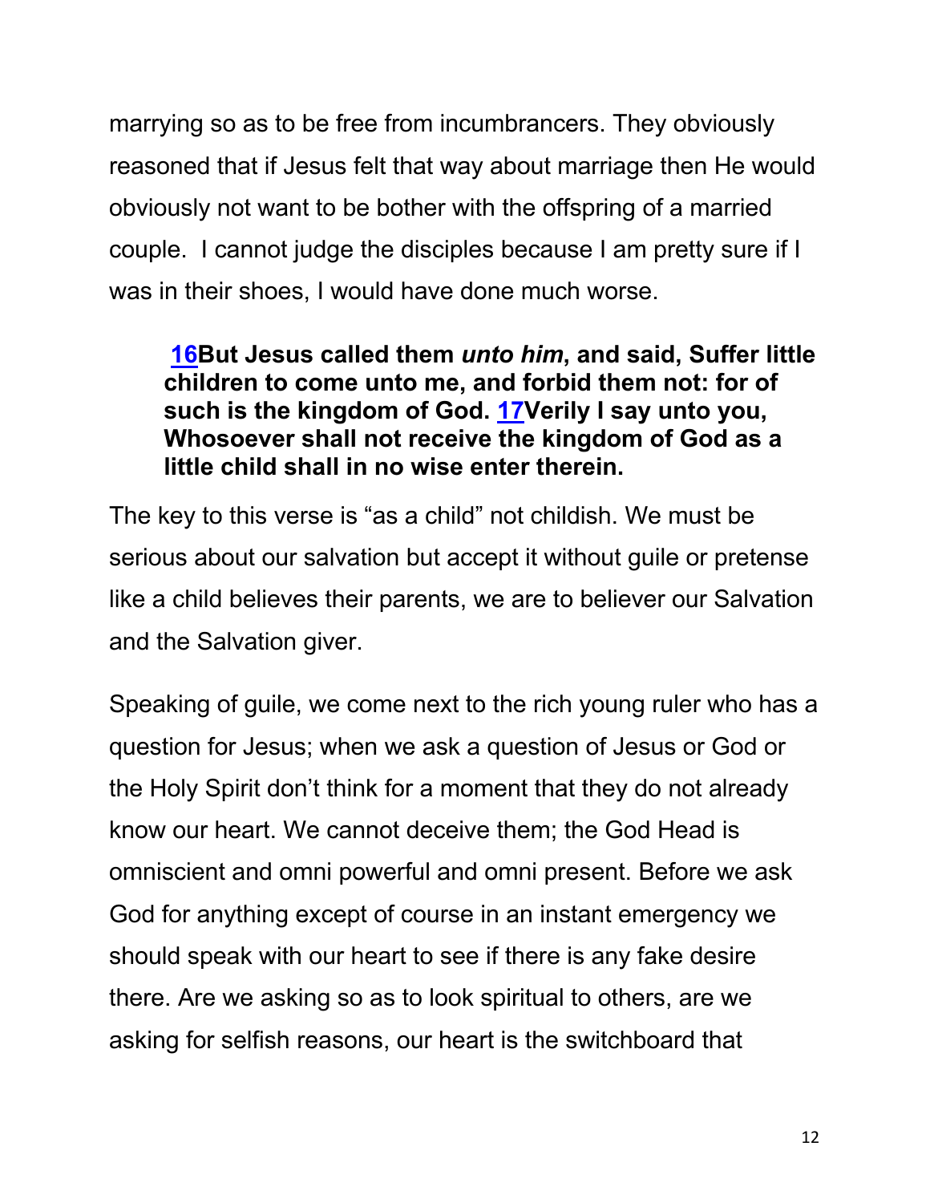marrying so as to be free from incumbrancers. They obviously reasoned that if Jesus felt that way about marriage then He would obviously not want to be bother with the offspring of a married couple. I cannot judge the disciples because I am pretty sure if I was in their shoes, I would have done much worse.

> **16But Jesus called them *unto him*, and said, Suffer little children to come unto me, and forbid them not: for of such is the kingdom of God. 17Verily I say unto you, Whosoever shall not receive the kingdom of God as a little child shall in no wise enter therein.**

The key to this verse is "as a child" not childish. We must be serious about our salvation but accept it without guile or pretense like a child believes their parents, we are to believer our Salvation and the Salvation giver.

Speaking of guile, we come next to the rich young ruler who has a question for Jesus; when we ask a question of Jesus or God or the Holy Spirit don't think for a moment that they do not already know our heart. We cannot deceive them; the God Head is omniscient and omni powerful and omni present. Before we ask God for anything except of course in an instant emergency we should speak with our heart to see if there is any fake desire there. Are we asking so as to look spiritual to others, are we asking for selfish reasons, our heart is the switchboard that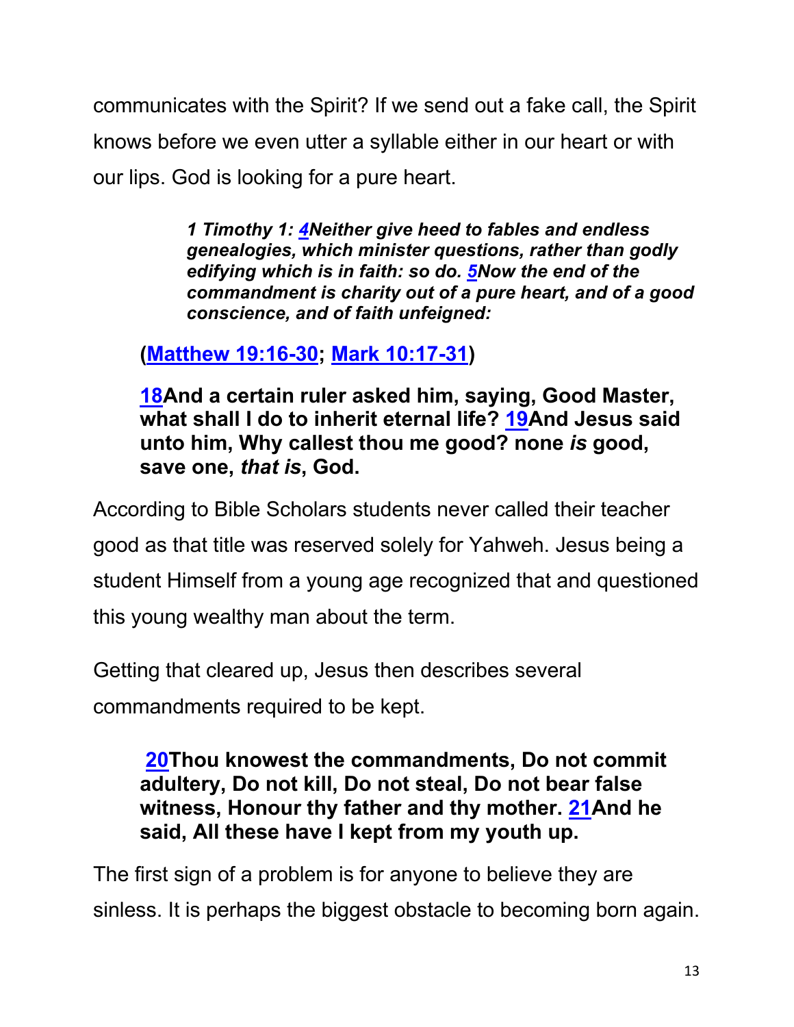communicates with the Spirit? If we send out a fake call, the Spirit knows before we even utter a syllable either in our heart or with our lips. God is looking for a pure heart.

> ***1 Timothy 1: [4](#)Neither give heed to fables and endless genealogies, which minister questions, rather than godly edifying which is in faith: so do. [5](#)Now the end of the commandment is charity out of a pure heart, and of a good conscience, and of faith unfeigned:***

**([Matthew 19:16-30](#); [Mark 10:17-31](#))**

**[18](#)And a certain ruler asked him, saying, Good Master, what shall I do to inherit eternal life? [19](#)And Jesus said unto him, Why callest thou me good? none *is* good, save one, *that is*, God.**

According to Bible Scholars students never called their teacher good as that title was reserved solely for Yahweh. Jesus being a student Himself from a young age recognized that and questioned this young wealthy man about the term.

Getting that cleared up, Jesus then describes several commandments required to be kept.

**[20](#)Thou knowest the commandments, Do not commit adultery, Do not kill, Do not steal, Do not bear false witness, Honour thy father and thy mother. [21](#)And he said, All these have I kept from my youth up.**

The first sign of a problem is for anyone to believe they are sinless. It is perhaps the biggest obstacle to becoming born again.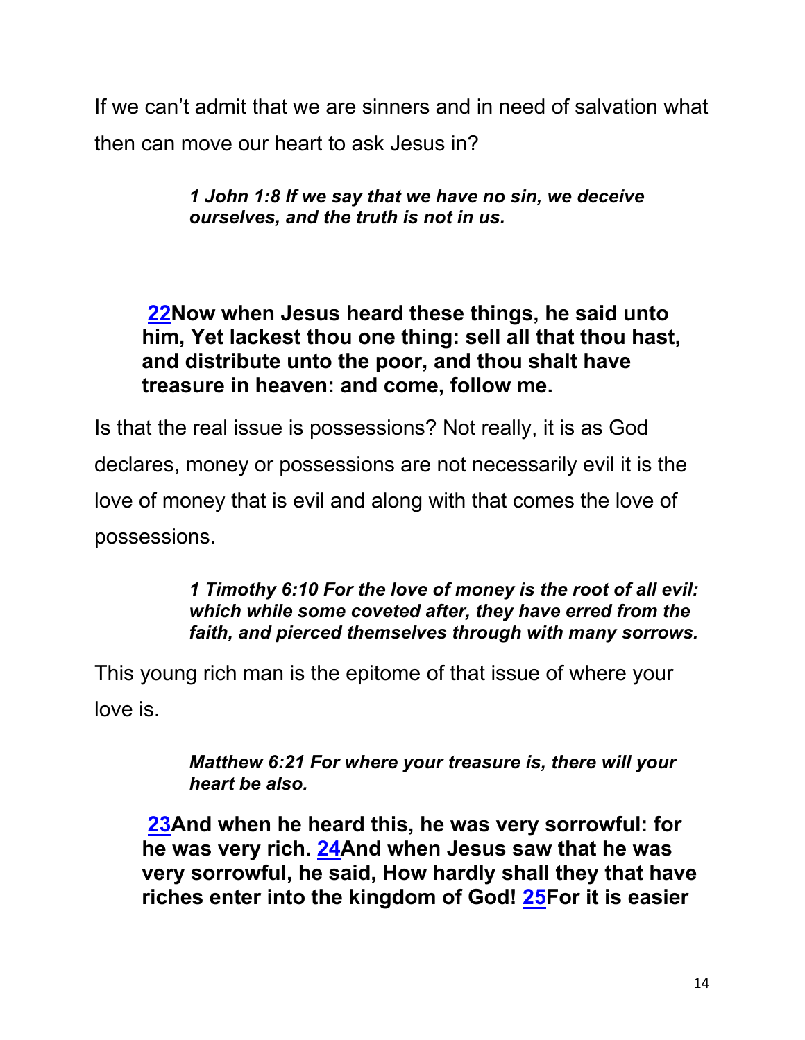If we can't admit that we are sinners and in need of salvation what then can move our heart to ask Jesus in?

> ***1 John 1:8 If we say that we have no sin, we deceive ourselves, and the truth is not in us.***

> **22Now when Jesus heard these things, he said unto him, Yet lackest thou one thing: sell all that thou hast, and distribute unto the poor, and thou shalt have treasure in heaven: and come, follow me.**

Is that the real issue is possessions? Not really, it is as God declares, money or possessions are not necessarily evil it is the love of money that is evil and along with that comes the love of possessions.

> ***1 Timothy 6:10 For the love of money is the root of all evil: which while some coveted after, they have erred from the faith, and pierced themselves through with many sorrows.***

This young rich man is the epitome of that issue of where your love is.

> ***Matthew 6:21 For where your treasure is, there will your heart be also.***

> **23And when he heard this, he was very sorrowful: for he was very rich. 24And when Jesus saw that he was very sorrowful, he said, How hardly shall they that have riches enter into the kingdom of God! 25For it is easier**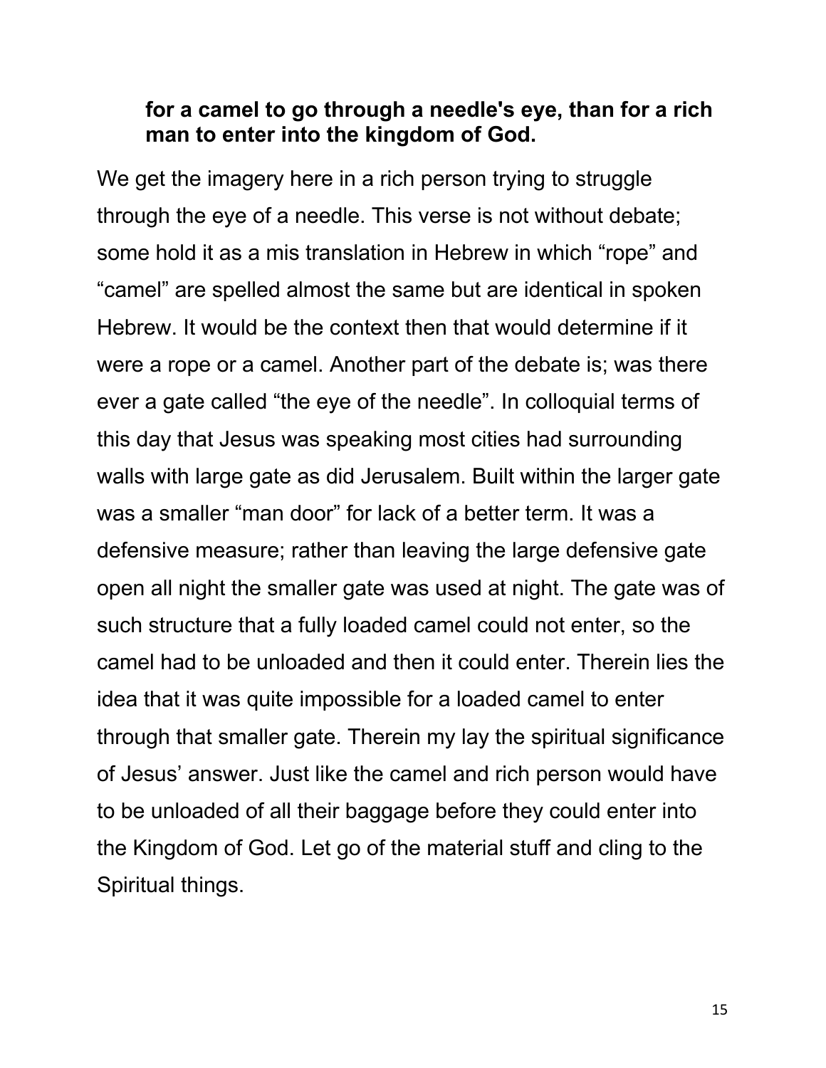> **for a camel to go through a needle's eye, than for a rich man to enter into the kingdom of God.**

We get the imagery here in a rich person trying to struggle through the eye of a needle. This verse is not without debate; some hold it as a mis translation in Hebrew in which “rope” and “camel” are spelled almost the same but are identical in spoken Hebrew. It would be the context then that would determine if it were a rope or a camel. Another part of the debate is; was there ever a gate called “the eye of the needle”. In colloquial terms of this day that Jesus was speaking most cities had surrounding walls with large gate as did Jerusalem. Built within the larger gate was a smaller “man door” for lack of a better term. It was a defensive measure; rather than leaving the large defensive gate open all night the smaller gate was used at night. The gate was of such structure that a fully loaded camel could not enter, so the camel had to be unloaded and then it could enter. Therein lies the idea that it was quite impossible for a loaded camel to enter through that smaller gate. Therein my lay the spiritual significance of Jesus’ answer. Just like the camel and rich person would have to be unloaded of all their baggage before they could enter into the Kingdom of God. Let go of the material stuff and cling to the Spiritual things.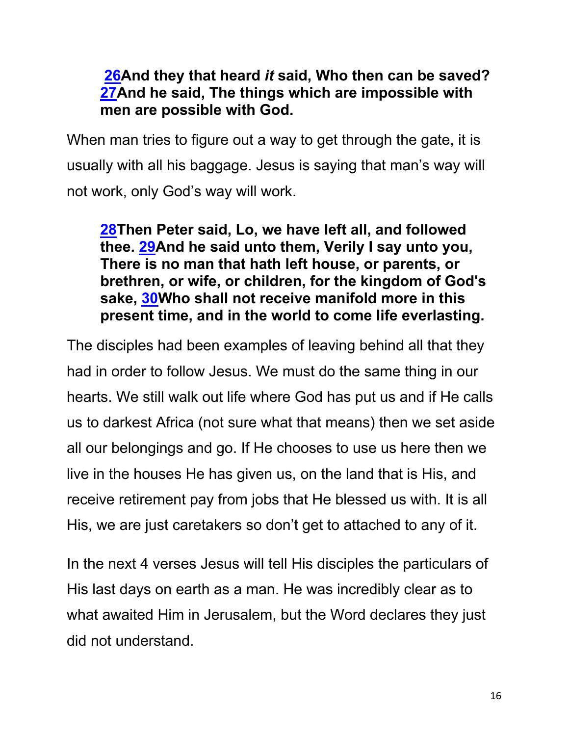**26And they that heard *it* said, Who then can be saved? 27And he said, The things which are impossible with men are possible with God.**

When man tries to figure out a way to get through the gate, it is usually with all his baggage. Jesus is saying that man's way will not work, only God's way will work.

**28Then Peter said, Lo, we have left all, and followed thee. 29And he said unto them, Verily I say unto you, There is no man that hath left house, or parents, or brethren, or wife, or children, for the kingdom of God's sake, 30Who shall not receive manifold more in this present time, and in the world to come life everlasting.**

The disciples had been examples of leaving behind all that they had in order to follow Jesus. We must do the same thing in our hearts. We still walk out life where God has put us and if He calls us to darkest Africa (not sure what that means) then we set aside all our belongings and go. If He chooses to use us here then we live in the houses He has given us, on the land that is His, and receive retirement pay from jobs that He blessed us with. It is all His, we are just caretakers so don't get to attached to any of it.

In the next 4 verses Jesus will tell His disciples the particulars of His last days on earth as a man. He was incredibly clear as to what awaited Him in Jerusalem, but the Word declares they just did not understand.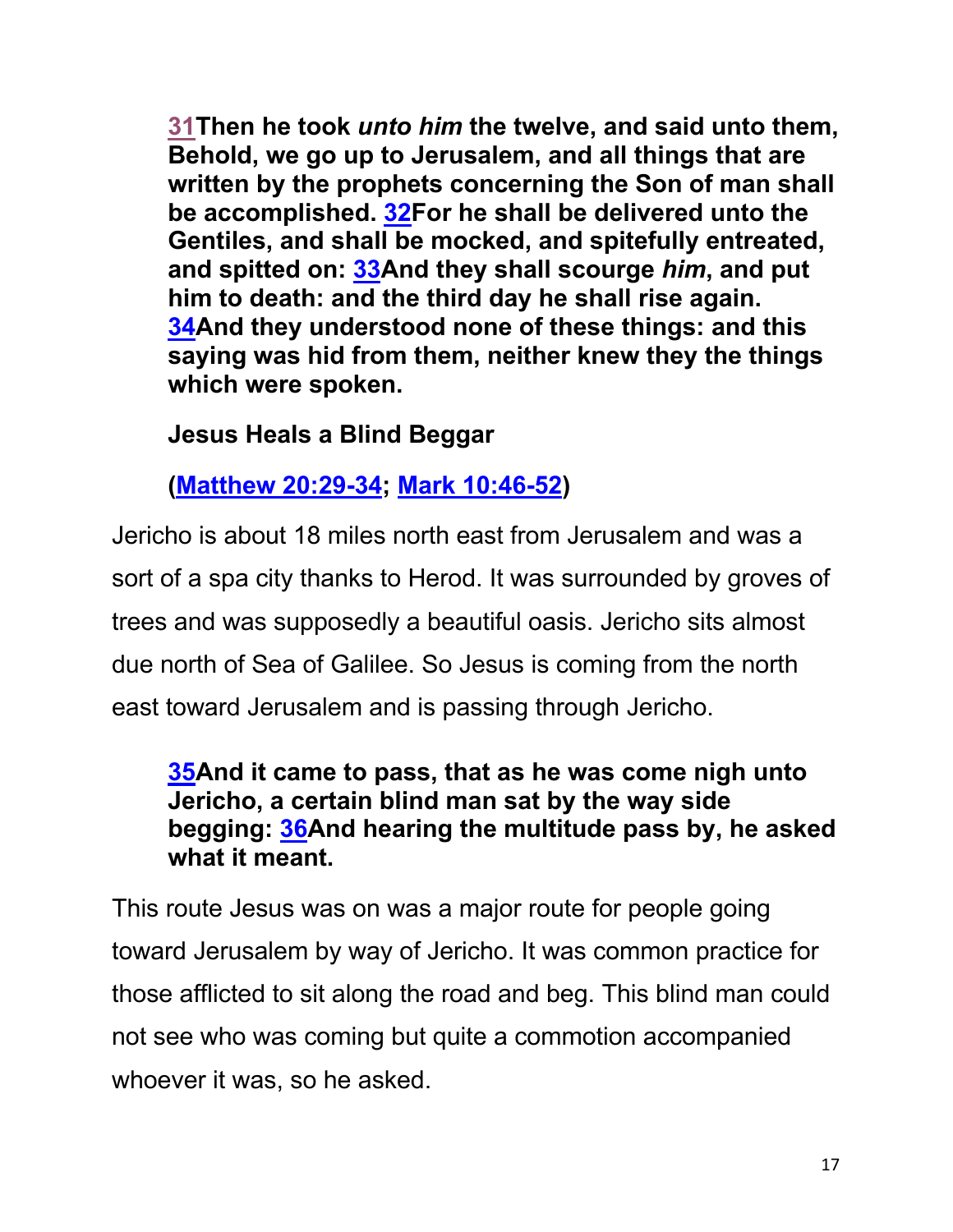**31Then he took *unto him* the twelve, and said unto them, Behold, we go up to Jerusalem, and all things that are written by the prophets concerning the Son of man shall be accomplished. 32For he shall be delivered unto the Gentiles, and shall be mocked, and spitefully entreated, and spitted on: 33And they shall scourge *him*, and put him to death: and the third day he shall rise again. 34And they understood none of these things: and this saying was hid from them, neither knew they the things which were spoken.**

**Jesus Heals a Blind Beggar**

**(Matthew 20:29-34; Mark 10:46-52)**

Jericho is about 18 miles north east from Jerusalem and was a sort of a spa city thanks to Herod. It was surrounded by groves of trees and was supposedly a beautiful oasis. Jericho sits almost due north of Sea of Galilee. So Jesus is coming from the north east toward Jerusalem and is passing through Jericho.

**35And it came to pass, that as he was come nigh unto Jericho, a certain blind man sat by the way side begging: 36And hearing the multitude pass by, he asked what it meant.**

This route Jesus was on was a major route for people going toward Jerusalem by way of Jericho. It was common practice for those afflicted to sit along the road and beg. This blind man could not see who was coming but quite a commotion accompanied whoever it was, so he asked.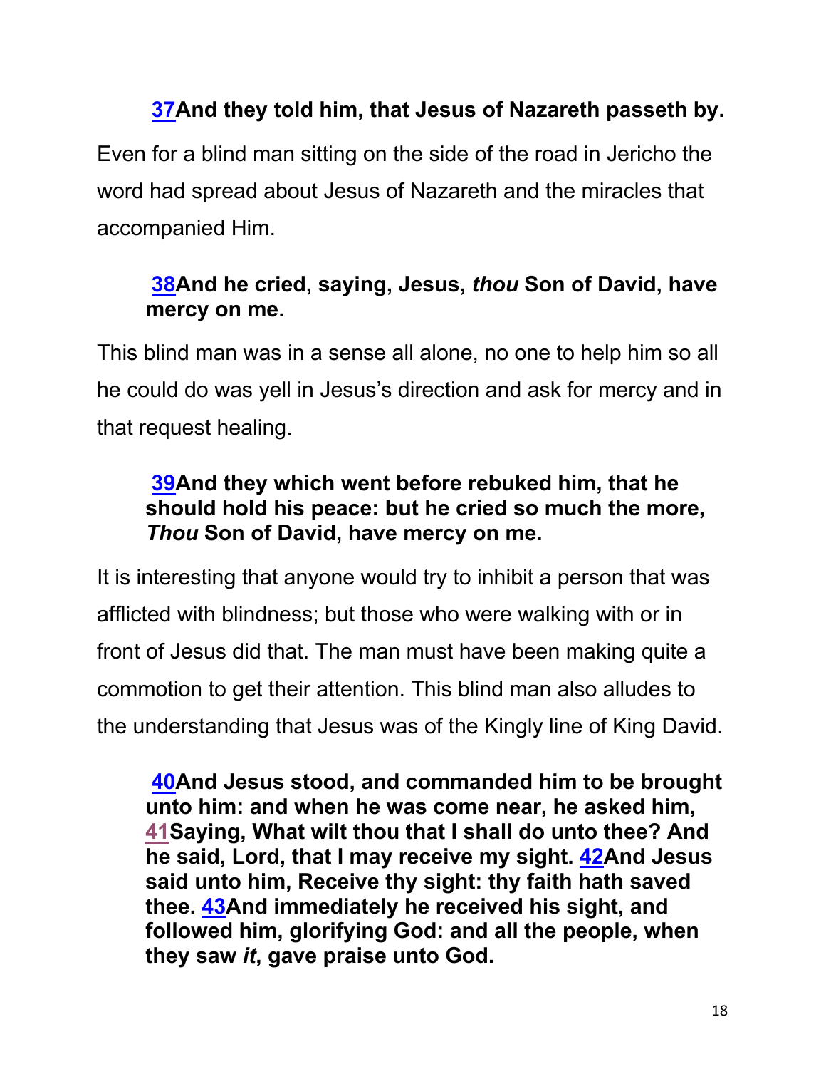**37And they told him, that Jesus of Nazareth passeth by.**

Even for a blind man sitting on the side of the road in Jericho the word had spread about Jesus of Nazareth and the miracles that accompanied Him.

**38And he cried, saying, Jesus, *thou* Son of David, have mercy on me.**

This blind man was in a sense all alone, no one to help him so all he could do was yell in Jesus's direction and ask for mercy and in that request healing.

**39And they which went before rebuked him, that he should hold his peace: but he cried so much the more, *Thou* Son of David, have mercy on me.**

It is interesting that anyone would try to inhibit a person that was afflicted with blindness; but those who were walking with or in front of Jesus did that. The man must have been making quite a commotion to get their attention. This blind man also alludes to the understanding that Jesus was of the Kingly line of King David.

**40And Jesus stood, and commanded him to be brought unto him: and when he was come near, he asked him, 41Saying, What wilt thou that I shall do unto thee? And he said, Lord, that I may receive my sight. 42And Jesus said unto him, Receive thy sight: thy faith hath saved thee. 43And immediately he received his sight, and followed him, glorifying God: and all the people, when they saw *it*, gave praise unto God.**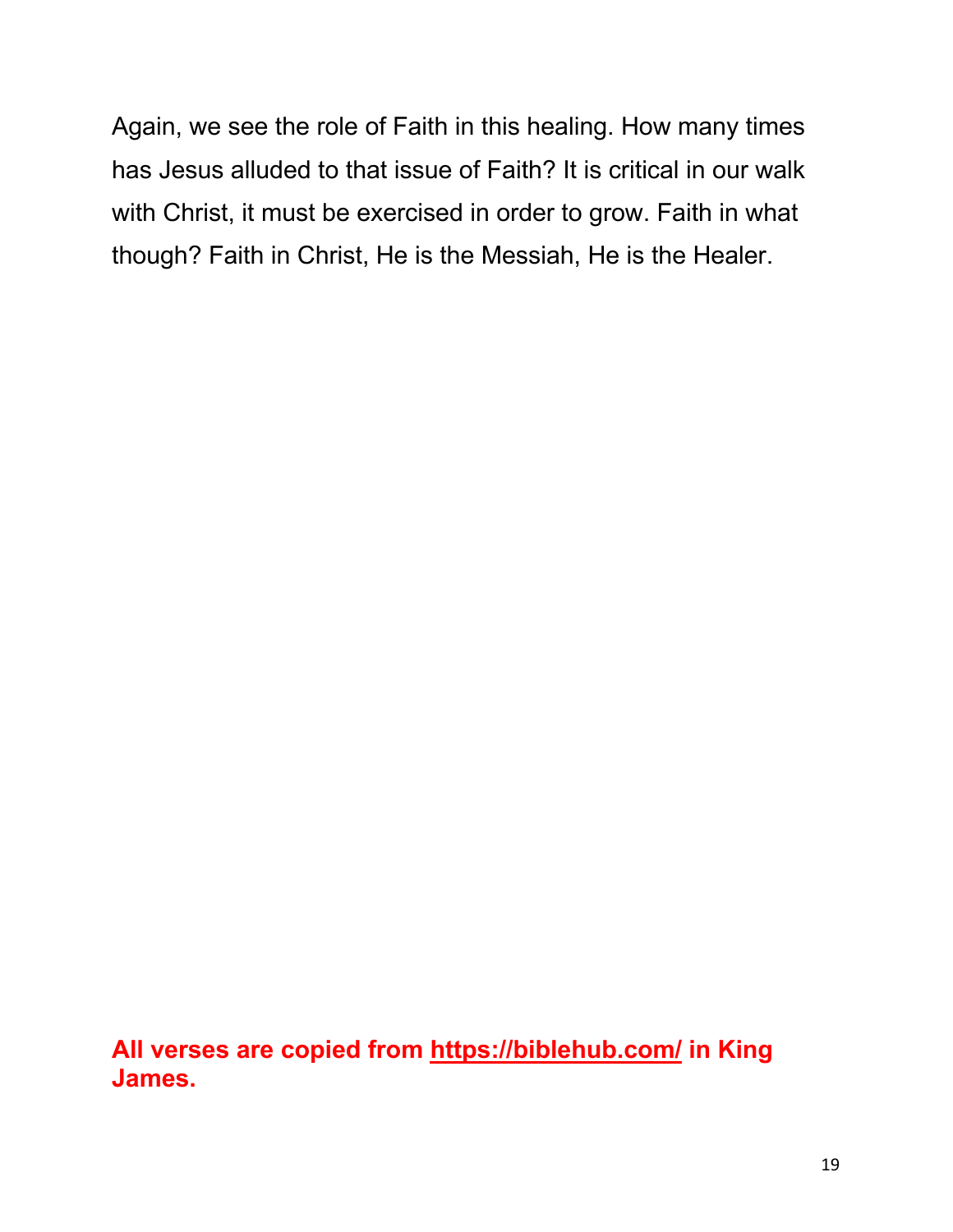Again, we see the role of Faith in this healing. How many times has Jesus alluded to that issue of Faith? It is critical in our walk with Christ, it must be exercised in order to grow. Faith in what though? Faith in Christ, He is the Messiah, He is the Healer.

**All verses are copied from [https://biblehub.com/](https://biblehub.com/) in King James.**